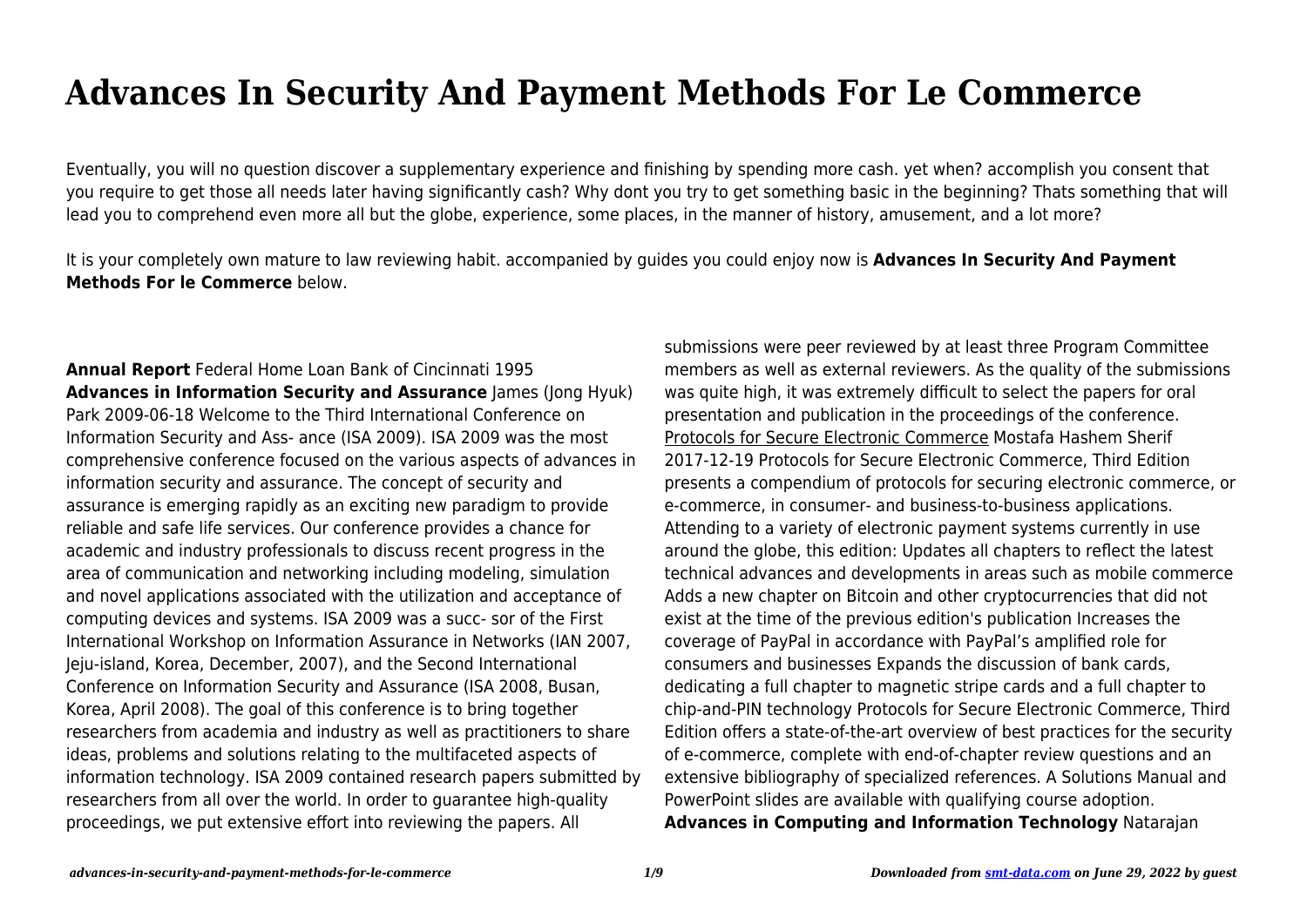# Advances In Security And Payment Methods For Le Commerce

Eventually, you will no question discover a supplementary experience and finishing by spending more cash. yet when? accomplish you consent that you require to get those all needs later having significantly cash? Why dont you try to get something basic in the beginning? Thats something that will lead you to comprehend even more all but the globe, experience, some places, in the manner of history, amusement, and a lot more?

It is your completely own mature to law reviewing habit. accompanied by guides you could enjoy now is **Advances In Security And Payment Methods For le Commerce** below.

**Annual Report** Federal Home Loan Bank of Cincinnati 1995

**Advances in Information Security and Assurance** James (Jong Hyuk) Park 2009-06-18 Welcome to the Third International Conference on Information Security and Ass- ance (ISA 2009). ISA 2009 was the most comprehensive conference focused on the various aspects of advances in information security and assurance. The concept of security and assurance is emerging rapidly as an exciting new paradigm to provide reliable and safe life services. Our conference provides a chance for academic and industry professionals to discuss recent progress in the area of communication and networking including modeling, simulation and novel applications associated with the utilization and acceptance of computing devices and systems. ISA 2009 was a succ- sor of the First International Workshop on Information Assurance in Networks (IAN 2007, Jeju-island, Korea, December, 2007), and the Second International Conference on Information Security and Assurance (ISA 2008, Busan, Korea, April 2008). The goal of this conference is to bring together researchers from academia and industry as well as practitioners to share ideas, problems and solutions relating to the multifaceted aspects of information technology. ISA 2009 contained research papers submitted by researchers from all over the world. In order to guarantee high-quality proceedings, we put extensive effort into reviewing the papers. All submissions were peer reviewed by at least three Program Committee members as well as external reviewers. As the quality of the submissions was quite high, it was extremely difficult to select the papers for oral presentation and publication in the proceedings of the conference.

Protocols for Secure Electronic Commerce Mostafa Hashem Sherif 2017-12-19 Protocols for Secure Electronic Commerce, Third Edition presents a compendium of protocols for securing electronic commerce, or e-commerce, in consumer- and business-to-business applications. Attending to a variety of electronic payment systems currently in use around the globe, this edition: Updates all chapters to reflect the latest technical advances and developments in areas such as mobile commerce Adds a new chapter on Bitcoin and other cryptocurrencies that did not exist at the time of the previous edition's publication Increases the coverage of PayPal in accordance with PayPal's amplified role for consumers and businesses Expands the discussion of bank cards, dedicating a full chapter to magnetic stripe cards and a full chapter to chip-and-PIN technology Protocols for Secure Electronic Commerce, Third Edition offers a state-of-the-art overview of best practices for the security of e-commerce, complete with end-of-chapter review questions and an extensive bibliography of specialized references. A Solutions Manual and PowerPoint slides are available with qualifying course adoption.

**Advances in Computing and Information Technology** Natarajan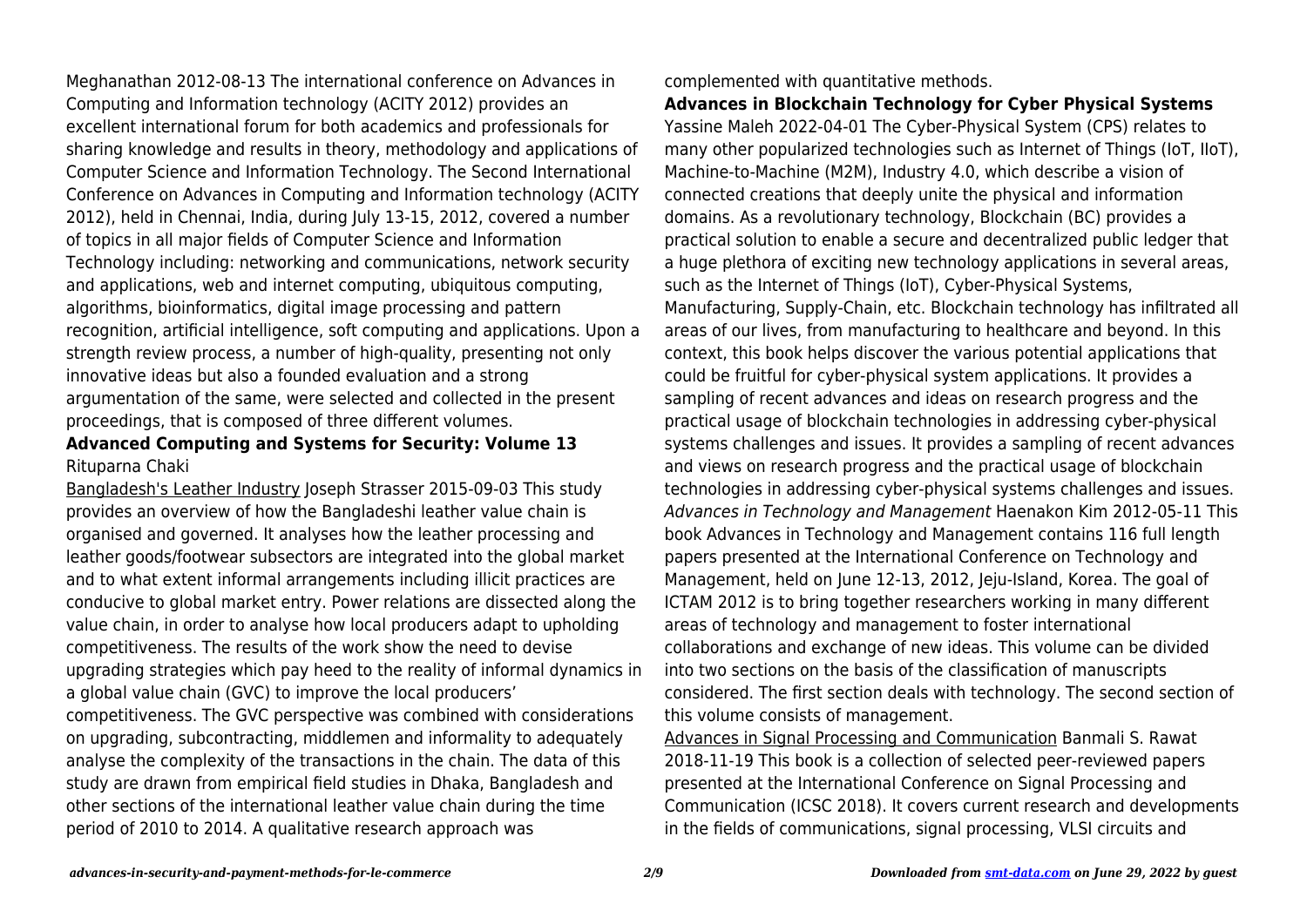Meghanathan 2012-08-13 The international conference on Advances in Computing and Information technology (ACITY 2012) provides an excellent international forum for both academics and professionals for sharing knowledge and results in theory, methodology and applications of Computer Science and Information Technology. The Second International Conference on Advances in Computing and Information technology (ACITY 2012), held in Chennai, India, during July 13-15, 2012, covered a number of topics in all major fields of Computer Science and Information Technology including: networking and communications, network security and applications, web and internet computing, ubiquitous computing, algorithms, bioinformatics, digital image processing and pattern recognition, artificial intelligence, soft computing and applications. Upon a strength review process, a number of high-quality, presenting not only innovative ideas but also a founded evaluation and a strong argumentation of the same, were selected and collected in the present proceedings, that is composed of three different volumes.

**Advanced Computing and Systems for Security: Volume 13** Rituparna Chaki

Bangladesh's Leather Industry Joseph Strasser 2015-09-03 This study provides an overview of how the Bangladeshi leather value chain is organised and governed. It analyses how the leather processing and leather goods/footwear subsectors are integrated into the global market and to what extent informal arrangements including illicit practices are conducive to global market entry. Power relations are dissected along the value chain, in order to analyse how local producers adapt to upholding competitiveness. The results of the work show the need to devise upgrading strategies which pay heed to the reality of informal dynamics in a global value chain (GVC) to improve the local producers' competitiveness. The GVC perspective was combined with considerations on upgrading, subcontracting, middlemen and informality to adequately analyse the complexity of the transactions in the chain. The data of this study are drawn from empirical field studies in Dhaka, Bangladesh and other sections of the international leather value chain during the time period of 2010 to 2014. A qualitative research approach was complemented with quantitative methods.

**Advances in Blockchain Technology for Cyber Physical Systems** Yassine Maleh 2022-04-01 The Cyber-Physical System (CPS) relates to many other popularized technologies such as Internet of Things (IoT, IIoT), Machine-to-Machine (M2M), Industry 4.0, which describe a vision of connected creations that deeply unite the physical and information domains. As a revolutionary technology, Blockchain (BC) provides a practical solution to enable a secure and decentralized public ledger that a huge plethora of exciting new technology applications in several areas, such as the Internet of Things (IoT), Cyber-Physical Systems, Manufacturing, Supply-Chain, etc. Blockchain technology has infiltrated all areas of our lives, from manufacturing to healthcare and beyond. In this context, this book helps discover the various potential applications that could be fruitful for cyber-physical system applications. It provides a sampling of recent advances and ideas on research progress and the practical usage of blockchain technologies in addressing cyber-physical systems challenges and issues. It provides a sampling of recent advances and views on research progress and the practical usage of blockchain technologies in addressing cyber-physical systems challenges and issues.

*Advances in Technology and Management* Haenakon Kim 2012-05-11 This book Advances in Technology and Management contains 116 full length papers presented at the International Conference on Technology and Management, held on June 12-13, 2012, Jeju-Island, Korea. The goal of ICTAM 2012 is to bring together researchers working in many different areas of technology and management to foster international collaborations and exchange of new ideas. This volume can be divided into two sections on the basis of the classification of manuscripts considered. The first section deals with technology. The second section of this volume consists of management.

Advances in Signal Processing and Communication Banmali S. Rawat 2018-11-19 This book is a collection of selected peer-reviewed papers presented at the International Conference on Signal Processing and Communication (ICSC 2018). It covers current research and developments in the fields of communications, signal processing, VLSI circuits and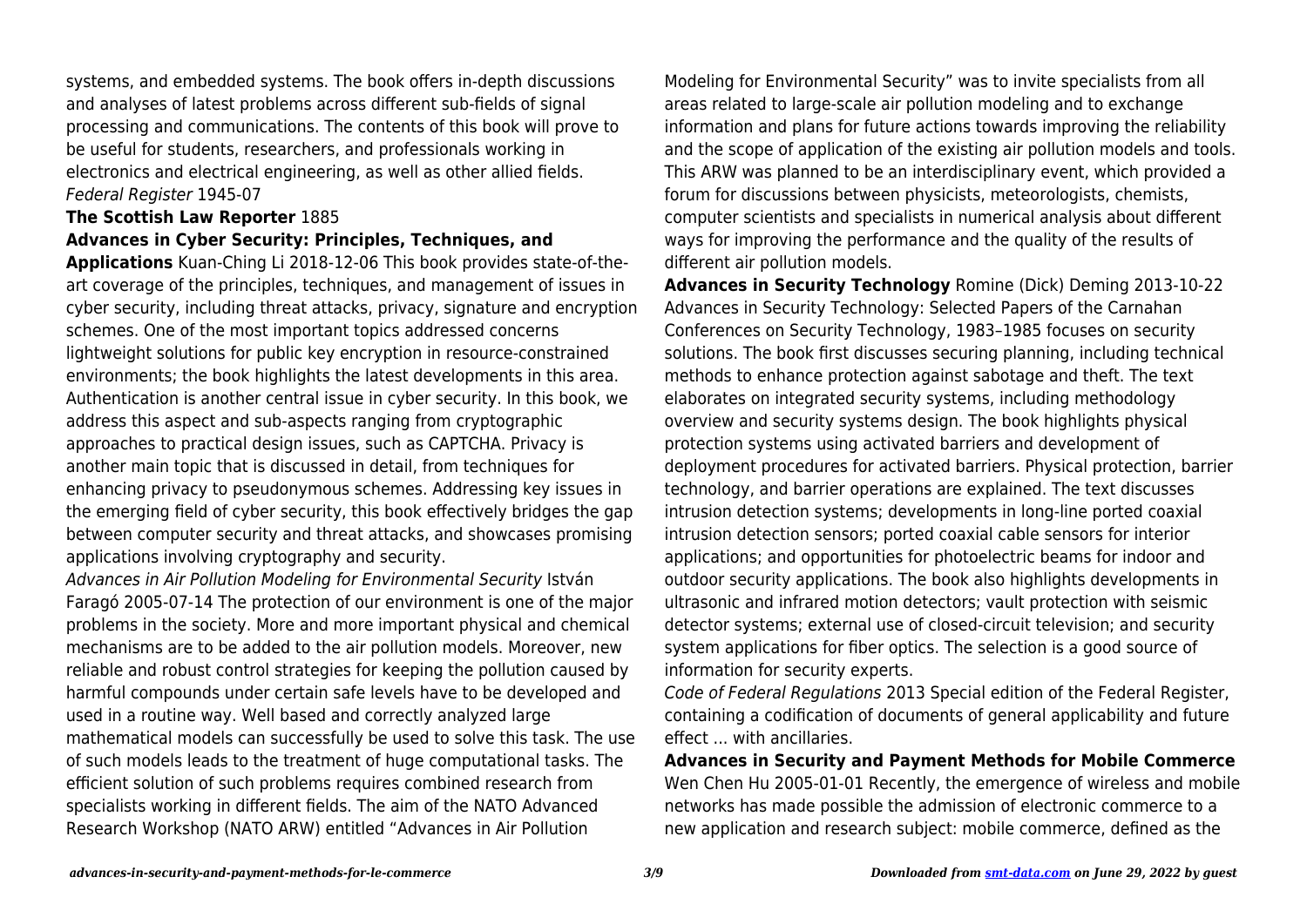systems, and embedded systems. The book offers in-depth discussions and analyses of latest problems across different sub-fields of signal processing and communications. The contents of this book will prove to be useful for students, researchers, and professionals working in electronics and electrical engineering, as well as other allied fields.

*Federal Register* 1945-07

**The Scottish Law Reporter** 1885

**Advances in Cyber Security: Principles, Techniques, and Applications** Kuan-Ching Li 2018-12-06 This book provides state-of-the-art coverage of the principles, techniques, and management of issues in cyber security, including threat attacks, privacy, signature and encryption schemes. One of the most important topics addressed concerns lightweight solutions for public key encryption in resource-constrained environments; the book highlights the latest developments in this area. Authentication is another central issue in cyber security. In this book, we address this aspect and sub-aspects ranging from cryptographic approaches to practical design issues, such as CAPTCHA. Privacy is another main topic that is discussed in detail, from techniques for enhancing privacy to pseudonymous schemes. Addressing key issues in the emerging field of cyber security, this book effectively bridges the gap between computer security and threat attacks, and showcases promising applications involving cryptography and security.

*Advances in Air Pollution Modeling for Environmental Security* István Faragó 2005-07-14 The protection of our environment is one of the major problems in the society. More and more important physical and chemical mechanisms are to be added to the air pollution models. Moreover, new reliable and robust control strategies for keeping the pollution caused by harmful compounds under certain safe levels have to be developed and used in a routine way. Well based and correctly analyzed large mathematical models can successfully be used to solve this task. The use of such models leads to the treatment of huge computational tasks. The efficient solution of such problems requires combined research from specialists working in different fields. The aim of the NATO Advanced Research Workshop (NATO ARW) entitled "Advances in Air Pollution Modeling for Environmental Security" was to invite specialists from all areas related to large-scale air pollution modeling and to exchange information and plans for future actions towards improving the reliability and the scope of application of the existing air pollution models and tools. This ARW was planned to be an interdisciplinary event, which provided a forum for discussions between physicists, meteorologists, chemists, computer scientists and specialists in numerical analysis about different ways for improving the performance and the quality of the results of different air pollution models.

**Advances in Security Technology** Romine (Dick) Deming 2013-10-22 Advances in Security Technology: Selected Papers of the Carnahan Conferences on Security Technology, 1983–1985 focuses on security solutions. The book first discusses securing planning, including technical methods to enhance protection against sabotage and theft. The text elaborates on integrated security systems, including methodology overview and security systems design. The book highlights physical protection systems using activated barriers and development of deployment procedures for activated barriers. Physical protection, barrier technology, and barrier operations are explained. The text discusses intrusion detection systems; developments in long-line ported coaxial intrusion detection sensors; ported coaxial cable sensors for interior applications; and opportunities for photoelectric beams for indoor and outdoor security applications. The book also highlights developments in ultrasonic and infrared motion detectors; vault protection with seismic detector systems; external use of closed-circuit television; and security system applications for fiber optics. The selection is a good source of information for security experts.

*Code of Federal Regulations* 2013 Special edition of the Federal Register, containing a codification of documents of general applicability and future effect ... with ancillaries.

**Advances in Security and Payment Methods for Mobile Commerce** Wen Chen Hu 2005-01-01 Recently, the emergence of wireless and mobile networks has made possible the admission of electronic commerce to a new application and research subject: mobile commerce, defined as the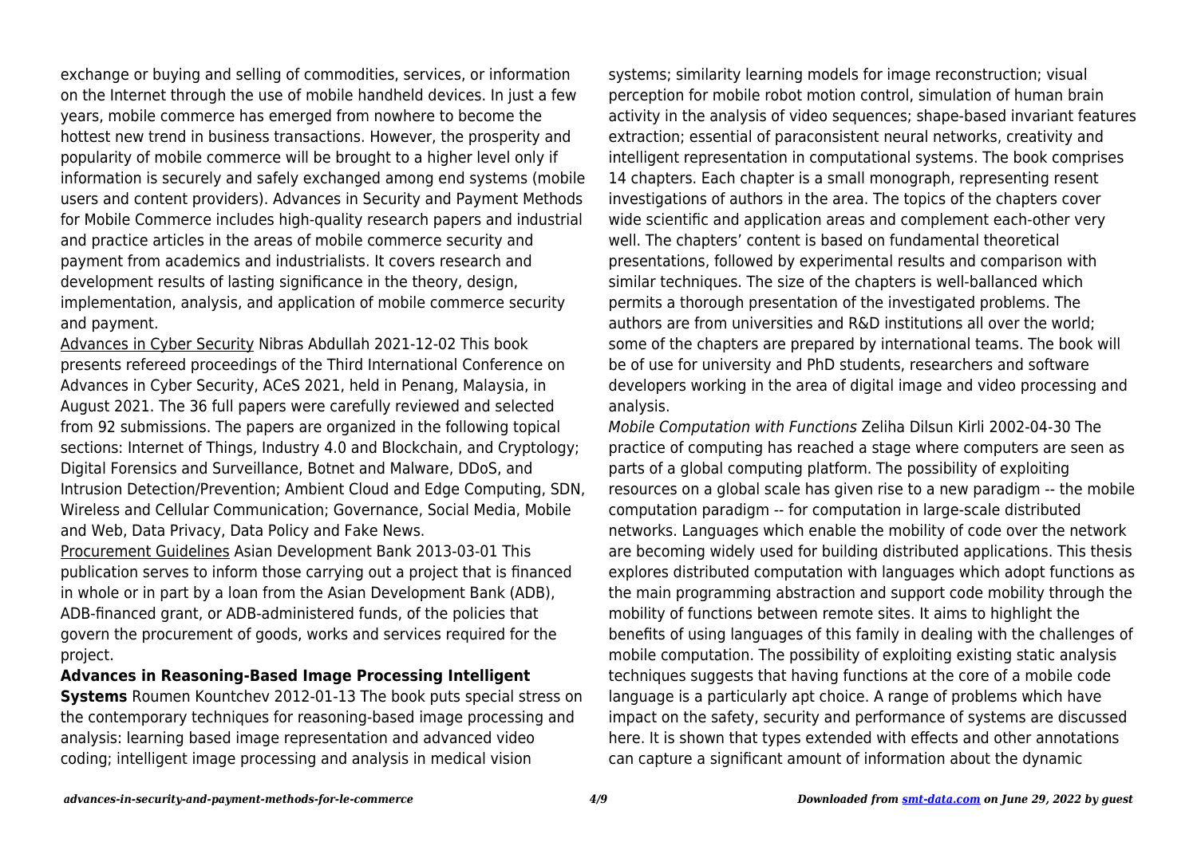exchange or buying and selling of commodities, services, or information on the Internet through the use of mobile handheld devices. In just a few years, mobile commerce has emerged from nowhere to become the hottest new trend in business transactions. However, the prosperity and popularity of mobile commerce will be brought to a higher level only if information is securely and safely exchanged among end systems (mobile users and content providers). Advances in Security and Payment Methods for Mobile Commerce includes high-quality research papers and industrial and practice articles in the areas of mobile commerce security and payment from academics and industrialists. It covers research and development results of lasting significance in the theory, design, implementation, analysis, and application of mobile commerce security and payment.

Advances in Cyber Security Nibras Abdullah 2021-12-02 This book presents refereed proceedings of the Third International Conference on Advances in Cyber Security, ACeS 2021, held in Penang, Malaysia, in August 2021. The 36 full papers were carefully reviewed and selected from 92 submissions. The papers are organized in the following topical sections: Internet of Things, Industry 4.0 and Blockchain, and Cryptology; Digital Forensics and Surveillance, Botnet and Malware, DDoS, and Intrusion Detection/Prevention; Ambient Cloud and Edge Computing, SDN, Wireless and Cellular Communication; Governance, Social Media, Mobile and Web, Data Privacy, Data Policy and Fake News.

Procurement Guidelines Asian Development Bank 2013-03-01 This publication serves to inform those carrying out a project that is financed in whole or in part by a loan from the Asian Development Bank (ADB), ADB-financed grant, or ADB-administered funds, of the policies that govern the procurement of goods, works and services required for the project.

**Advances in Reasoning-Based Image Processing Intelligent Systems** Roumen Kountchev 2012-01-13 The book puts special stress on the contemporary techniques for reasoning-based image processing and analysis: learning based image representation and advanced video coding; intelligent image processing and analysis in medical vision systems; similarity learning models for image reconstruction; visual perception for mobile robot motion control, simulation of human brain activity in the analysis of video sequences; shape-based invariant features extraction; essential of paraconsistent neural networks, creativity and intelligent representation in computational systems. The book comprises 14 chapters. Each chapter is a small monograph, representing resent investigations of authors in the area. The topics of the chapters cover wide scientific and application areas and complement each-other very well. The chapters' content is based on fundamental theoretical presentations, followed by experimental results and comparison with similar techniques. The size of the chapters is well-ballanced which permits a thorough presentation of the investigated problems. The authors are from universities and R&D institutions all over the world; some of the chapters are prepared by international teams. The book will be of use for university and PhD students, researchers and software developers working in the area of digital image and video processing and analysis.

*Mobile Computation with Functions* Zeliha Dilsun Kirli 2002-04-30 The practice of computing has reached a stage where computers are seen as parts of a global computing platform. The possibility of exploiting resources on a global scale has given rise to a new paradigm -- the mobile computation paradigm -- for computation in large-scale distributed networks. Languages which enable the mobility of code over the network are becoming widely used for building distributed applications. This thesis explores distributed computation with languages which adopt functions as the main programming abstraction and support code mobility through the mobility of functions between remote sites. It aims to highlight the benefits of using languages of this family in dealing with the challenges of mobile computation. The possibility of exploiting existing static analysis techniques suggests that having functions at the core of a mobile code language is a particularly apt choice. A range of problems which have impact on the safety, security and performance of systems are discussed here. It is shown that types extended with effects and other annotations can capture a significant amount of information about the dynamic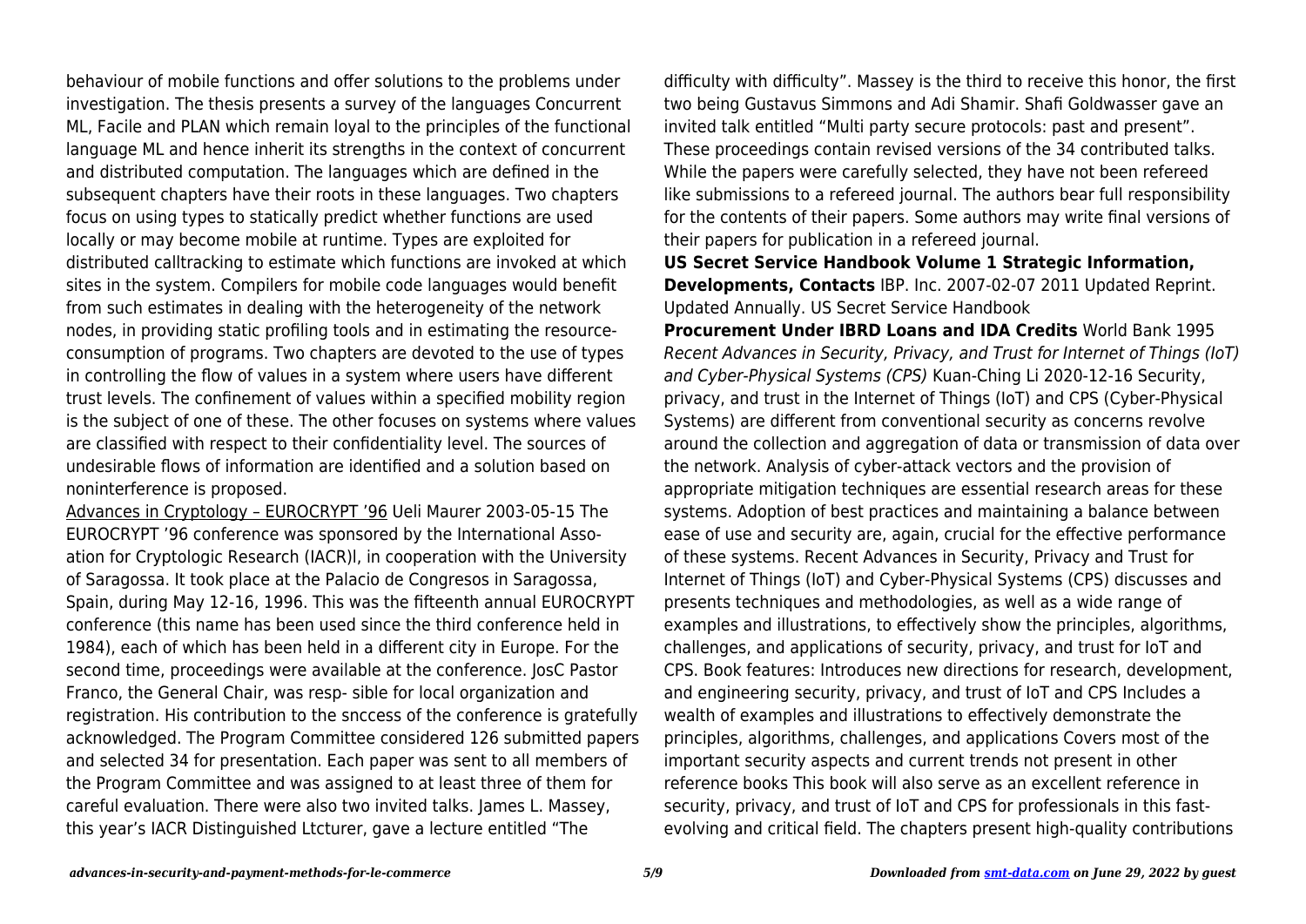behaviour of mobile functions and offer solutions to the problems under investigation. The thesis presents a survey of the languages Concurrent ML, Facile and PLAN which remain loyal to the principles of the functional language ML and hence inherit its strengths in the context of concurrent and distributed computation. The languages which are defined in the subsequent chapters have their roots in these languages. Two chapters focus on using types to statically predict whether functions are used locally or may become mobile at runtime. Types are exploited for distributed calltracking to estimate which functions are invoked at which sites in the system. Compilers for mobile code languages would benefit from such estimates in dealing with the heterogeneity of the network nodes, in providing static profiling tools and in estimating the resource-consumption of programs. Two chapters are devoted to the use of types in controlling the flow of values in a system where users have different trust levels. The confinement of values within a specified mobility region is the subject of one of these. The other focuses on systems where values are classified with respect to their confidentiality level. The sources of undesirable flows of information are identified and a solution based on noninterference is proposed.

Advances in Cryptology – EUROCRYPT '96 Ueli Maurer 2003-05-15 The EUROCRYPT '96 conference was sponsored by the International Asso- ation for Cryptologic Research (IACR)l, in cooperation with the University of Saragossa. It took place at the Palacio de Congresos in Saragossa, Spain, during May 12-16, 1996. This was the fifteenth annual EUROCRYPT conference (this name has been used since the third conference held in 1984), each of which has been held in a different city in Europe. For the second time, proceedings were available at the conference. JosC Pastor Franco, the General Chair, was resp- sible for local organization and registration. His contribution to the snccess of the conference is gratefully acknowledged. The Program Committee considered 126 submitted papers and selected 34 for presentation. Each paper was sent to all members of the Program Committee and was assigned to at least three of them for careful evaluation. There were also two invited talks. James L. Massey, this year's IACR Distinguished Ltcturer, gave a lecture entitled "The difficulty with difficulty". Massey is the third to receive this honor, the first two being Gustavus Simmons and Adi Shamir. Shafi Goldwasser gave an invited talk entitled "Multi party secure protocols: past and present". These proceedings contain revised versions of the 34 contributed talks. While the papers were carefully selected, they have not been refereed like submissions to a refereed journal. The authors bear full responsibility for the contents of their papers. Some authors may write final versions of their papers for publication in a refereed journal.

**US Secret Service Handbook Volume 1 Strategic Information, Developments, Contacts** IBP. Inc. 2007-02-07 2011 Updated Reprint. Updated Annually. US Secret Service Handbook

**Procurement Under IBRD Loans and IDA Credits** World Bank 1995

*Recent Advances in Security, Privacy, and Trust for Internet of Things (IoT) and Cyber-Physical Systems (CPS)* Kuan-Ching Li 2020-12-16 Security, privacy, and trust in the Internet of Things (IoT) and CPS (Cyber-Physical Systems) are different from conventional security as concerns revolve around the collection and aggregation of data or transmission of data over the network. Analysis of cyber-attack vectors and the provision of appropriate mitigation techniques are essential research areas for these systems. Adoption of best practices and maintaining a balance between ease of use and security are, again, crucial for the effective performance of these systems. Recent Advances in Security, Privacy and Trust for Internet of Things (IoT) and Cyber-Physical Systems (CPS) discusses and presents techniques and methodologies, as well as a wide range of examples and illustrations, to effectively show the principles, algorithms, challenges, and applications of security, privacy, and trust for IoT and CPS. Book features: Introduces new directions for research, development, and engineering security, privacy, and trust of IoT and CPS Includes a wealth of examples and illustrations to effectively demonstrate the principles, algorithms, challenges, and applications Covers most of the important security aspects and current trends not present in other reference books This book will also serve as an excellent reference in security, privacy, and trust of IoT and CPS for professionals in this fast-evolving and critical field. The chapters present high-quality contributions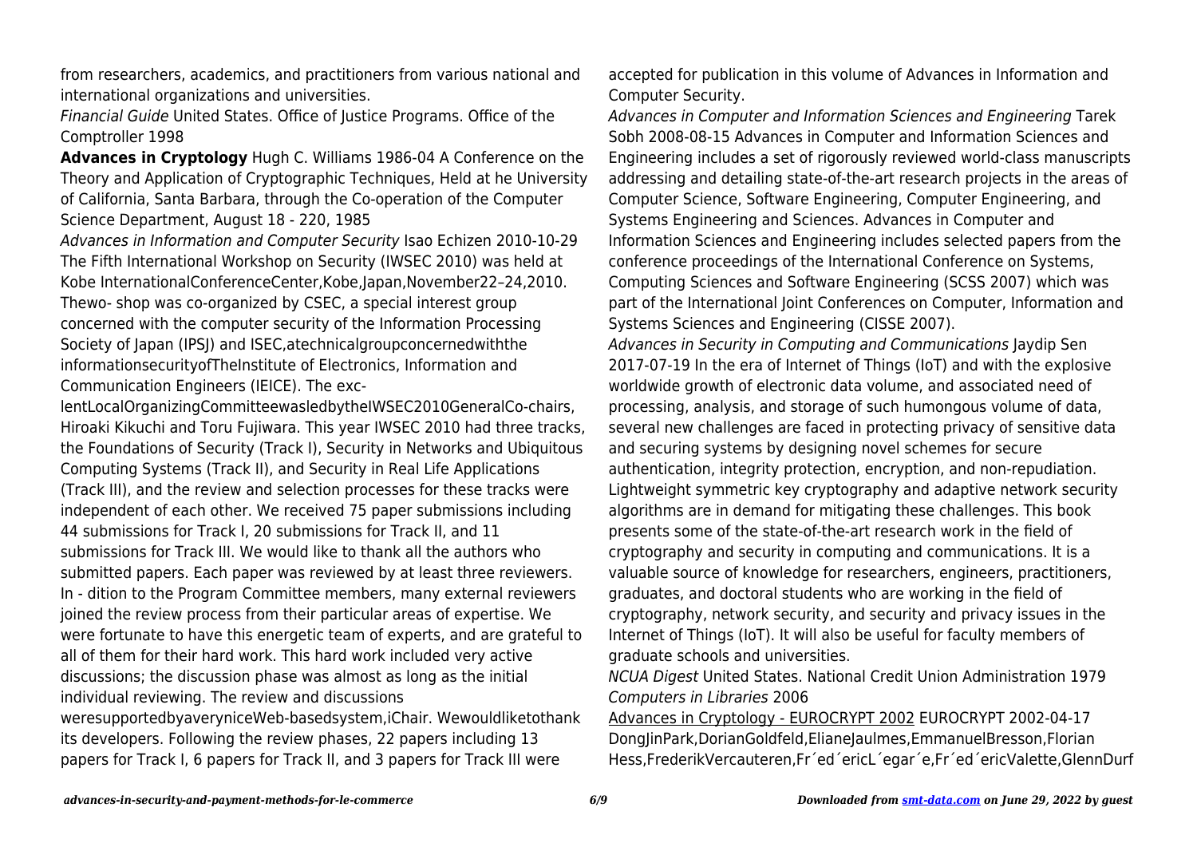from researchers, academics, and practitioners from various national and international organizations and universities.

*Financial Guide* United States. Office of Justice Programs. Office of the Comptroller 1998

**Advances in Cryptology** Hugh C. Williams 1986-04 A Conference on the Theory and Application of Cryptographic Techniques, Held at he University of California, Santa Barbara, through the Co-operation of the Computer Science Department, August 18 - 220, 1985

*Advances in Information and Computer Security* Isao Echizen 2010-10-29 The Fifth International Workshop on Security (IWSEC 2010) was held at Kobe InternationalConferenceCenter,Kobe,Japan,November22–24,2010. Thewo- shop was co-organized by CSEC, a special interest group concerned with the computer security of the Information Processing Society of Japan (IPSJ) and ISEC,atechnicalgroupconcernedwiththe informationsecurityofTheInstitute of Electronics, Information and Communication Engineers (IEICE). The exc- lentLocalOrganizingCommitteewasledbytheIWSEC2010GeneralCo-chairs, Hiroaki Kikuchi and Toru Fujiwara. This year IWSEC 2010 had three tracks, the Foundations of Security (Track I), Security in Networks and Ubiquitous Computing Systems (Track II), and Security in Real Life Applications (Track III), and the review and selection processes for these tracks were independent of each other. We received 75 paper submissions including 44 submissions for Track I, 20 submissions for Track II, and 11 submissions for Track III. We would like to thank all the authors who submitted papers. Each paper was reviewed by at least three reviewers. In - dition to the Program Committee members, many external reviewers joined the review process from their particular areas of expertise. We were fortunate to have this energetic team of experts, and are grateful to all of them for their hard work. This hard work included very active discussions; the discussion phase was almost as long as the initial individual reviewing. The review and discussions weresupportedbyaverynice Web-basedsystem,iChair. Wewouldliketothank its developers. Following the review phases, 22 papers including 13 papers for Track I, 6 papers for Track II, and 3 papers for Track III were accepted for publication in this volume of Advances in Information and Computer Security.

*Advances in Computer and Information Sciences and Engineering* Tarek Sobh 2008-08-15 Advances in Computer and Information Sciences and Engineering includes a set of rigorously reviewed world-class manuscripts addressing and detailing state-of-the-art research projects in the areas of Computer Science, Software Engineering, Computer Engineering, and Systems Engineering and Sciences. Advances in Computer and Information Sciences and Engineering includes selected papers from the conference proceedings of the International Conference on Systems, Computing Sciences and Software Engineering (SCSS 2007) which was part of the International Joint Conferences on Computer, Information and Systems Sciences and Engineering (CISSE 2007).

*Advances in Security in Computing and Communications* Jaydip Sen 2017-07-19 In the era of Internet of Things (IoT) and with the explosive worldwide growth of electronic data volume, and associated need of processing, analysis, and storage of such humongous volume of data, several new challenges are faced in protecting privacy of sensitive data and securing systems by designing novel schemes for secure authentication, integrity protection, encryption, and non-repudiation. Lightweight symmetric key cryptography and adaptive network security algorithms are in demand for mitigating these challenges. This book presents some of the state-of-the-art research work in the field of cryptography and security in computing and communications. It is a valuable source of knowledge for researchers, engineers, practitioners, graduates, and doctoral students who are working in the field of cryptography, network security, and security and privacy issues in the Internet of Things (IoT). It will also be useful for faculty members of graduate schools and universities.

*NCUA Digest* United States. National Credit Union Administration 1979

*Computers in Libraries* 2006

Advances in Cryptology - EUROCRYPT 2002 EUROCRYPT 2002-04-17 DongJinPark,DorianGoldfeld,ElianeJaulmes,EmmanuelBresson,Florian Hess,FrederikVercauteren,Fr´ed´ericL´egar´e,Fr´ed´ericValette,GlennDurf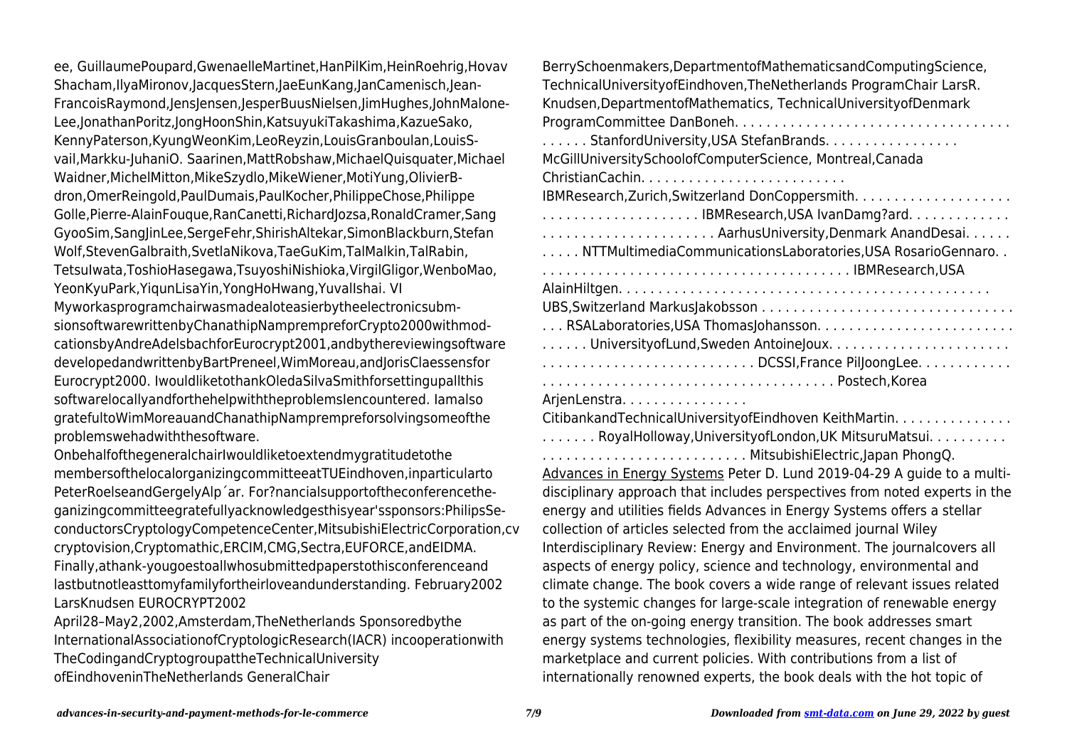ee, GuillaumePoupard,GwenaelleMartinet,HanPilKim,HeinRoehrig,Hovav Shacham,IlyaMironov,JacquesStern,JaeEunKang,JanCamenisch,Jean-FrancoisRaymond,JensJensen,JesperBuusNielsen,JimHughes,JohnMalone-Lee,JonathanPoritz,JongHoonShin,KatsuyukiTakashima,KazueSako, KennyPaterson,KyungWeonKim,LeoReyzin,LouisGranboulan,LouisS-vail,Markku-JuhaniO. Saarinen,MattRobshaw,MichaelQuisquater,Michael Waidner,MichelMitton,MikeSzydlo,MikeWiener,MotiYung,OlivierB-dron,OmerReingold,PaulDumais,PaulKocher,PhilippeChose,Philippe Golle,Pierre-AlainFouque,RanCanetti,RichardJozsa,RonaldCramer,Sang GyooSim,SangJinLee,SergeFehr,ShirishAltekar,SimonBlackburn,Stefan Wolf,StevenGalbraith,SvetlaNikova,TaeGuKim,TalMalkin,TalRabin, TetsuIwata,ToshioHasegawa,TsuyoshiNishioka,VirgilGligor,WenboMao, YeonKyuPark,YiqunLisaYin,YongHoHwang,YuvalIshai. VI Myworkasprogramchairwasmadealoteasierbytheelectronicsubm-sionsoftwarewrittenbyChanathipNamprempreforCrypto2000withmod-cationsbyAndreAdelsbachforEurocrypt2001,andbythereviewingsoftware developedandwrittenbyBartPreneel,WimMoreau,andJorisClaessensfor Eurocrypt2000. IwouldliketothankOledaSilvaSmithforsettingupallthis softwarelocallyandforthehelpwiththeproblemsIencountered. Iamalso gratefultoWimMoreauandChanathipNamprempreforsolvingsomeofthe problemswehadwiththesoftware.

OnbehalfofthegeneralchairIwouldliketoextendmygratitudetothe membersofthelocalorganizingcommitteeatTUEindhoven,inparticularto PeterRoelseandGergelyAlp´ar. For?nancialsupportoftheconferencethe-ganizingcommitteegratefullyacknowledgesthisyear'ssponsors:PhilipsSe-conductorsCryptologyCompetenceCenter,MitsubishiElectricCorporation,cv cryptovision,Cryptomathic,ERCIM,CMG,Sectra,EUFORCE,andEIDMA. Finally,athank-yougoestoallwhosubmittedpaperstothisconferenceand lastbutnotleasttomyfamilyfortheirloveandunderstanding. February2002 LarsKnudsen EUROCRYPT2002

April28–May2,2002,Amsterdam,TheNetherlands Sponsoredbythe InternationalAssociationofCryptologicResearch(IACR) incooperationwith TheCodingandCryptogroupattheTechnicalUniversity ofEindhoveninTheNetherlands GeneralChair

BerrySchoenmakers,DepartmentofMathematicsandComputingScience, TechnicalUniversityofEindhoven,TheNetherlands ProgramChair LarsR. Knudsen,DepartmentofMathematics, TechnicalUniversityofDenmark ProgramCommittee DanBoneh. . . . . . . . . . . . . . . . . . . . . . . . . . . . . . . . . . . . . . . . . StanfordUniversity,USA StefanBrands. . . . . . . . . . . . . . . . . McGillUniversitySchoolofComputerScience, Montreal,Canada ChristianCachin. . . . . . . . . . . . . . . . . . . . . . . . . . IBMResearch,Zurich,Switzerland DonCoppersmith. . . . . . . . . . . . . . . . . . . . . . . . . . . . . . . . . . . . . . . . IBMResearch,USA IvanDamg?ard. . . . . . . . . . . . . . . . . . . . . . . . . . . . . . . . . . . . . . . . . . . . . . AarhusUniversity,Denmark AnandDesai. . . . . . . . . . . NTTMultimediaCommunicationsLaboratories,USA RosarioGennaro. . . . . . . . . . . . . . . . . . . . . . . . . . . . . . . . . . . . . . . . . . . IBMResearch,USA AlainHiltgen. . . . . . . . . . . . . . . . . . . . . . . . . . . . . . . . . . . . . . . . . . . . . . . UBS,Switzerland MarkusJakobsson . . . . . . . . . . . . . . . . . . . . . . . . . . . . . . . . . . . RSALaboratories,USA ThomasJohansson. . . . . . . . . . . . . . . . . . . . . . . . . . . . . . . UniversityofLund,Sweden AntoineJoux. . . . . . . . . . . . . . . . . . . . . . . . . . . . . . . . . . . . . . . . . . . . . . . . . . . . DCSSI,France PilJoongLee. . . . . . . . . . . . . . . . . . . . . . . . . . . . . . . . . . . . . . . . . . . . . . . . Postech,Korea ArjenLenstra. . . . . . . . . . . . . . . . CitibankandTechnicalUniversityofEindhoven KeithMartin. . . . . . . . . . . . . . . . . . . . . . RoyalHolloway,UniversityofLondon,UK MitsuruMatsui. . . . . . . . . . . . . . . . . . . . . . . . . . . . . . . . . . . . . . . . . . . . MitsubishiElectric,Japan PhongQ.

Advances in Energy Systems Peter D. Lund 2019-04-29 A guide to a multi-disciplinary approach that includes perspectives from noted experts in the energy and utilities fields Advances in Energy Systems offers a stellar collection of articles selected from the acclaimed journal Wiley Interdisciplinary Review: Energy and Environment. The journalcovers all aspects of energy policy, science and technology, environmental and climate change. The book covers a wide range of relevant issues related to the systemic changes for large-scale integration of renewable energy as part of the on-going energy transition. The book addresses smart energy systems technologies, flexibility measures, recent changes in the marketplace and current policies. With contributions from a list of internationally renowned experts, the book deals with the hot topic of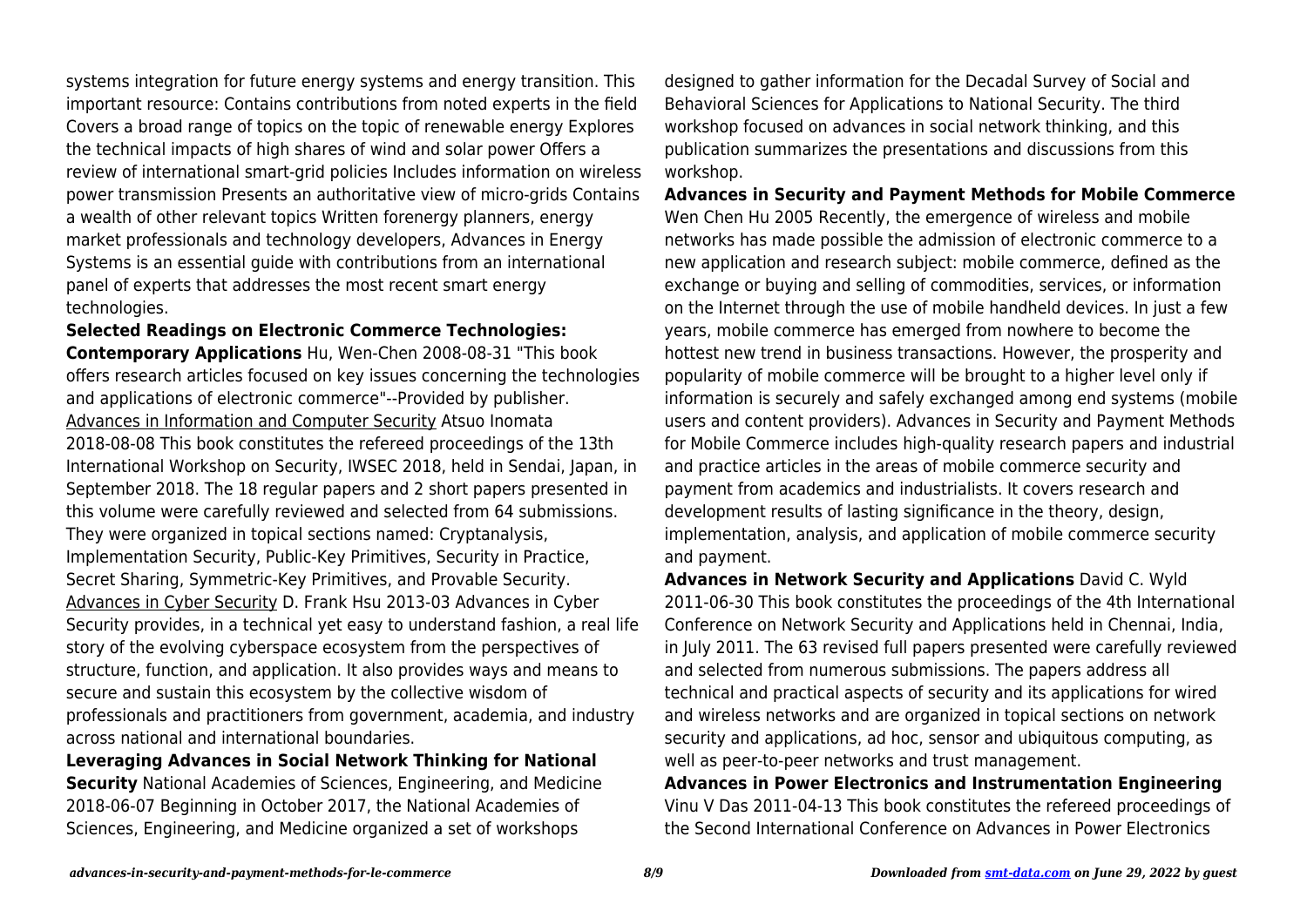systems integration for future energy systems and energy transition. This important resource: Contains contributions from noted experts in the field Covers a broad range of topics on the topic of renewable energy Explores the technical impacts of high shares of wind and solar power Offers a review of international smart-grid policies Includes information on wireless power transmission Presents an authoritative view of micro-grids Contains a wealth of other relevant topics Written forenergy planners, energy market professionals and technology developers, Advances in Energy Systems is an essential guide with contributions from an international panel of experts that addresses the most recent smart energy technologies.

**Selected Readings on Electronic Commerce Technologies: Contemporary Applications** Hu, Wen-Chen 2008-08-31 "This book offers research articles focused on key issues concerning the technologies and applications of electronic commerce"--Provided by publisher.

Advances in Information and Computer Security Atsuo Inomata 2018-08-08 This book constitutes the refereed proceedings of the 13th International Workshop on Security, IWSEC 2018, held in Sendai, Japan, in September 2018. The 18 regular papers and 2 short papers presented in this volume were carefully reviewed and selected from 64 submissions. They were organized in topical sections named: Cryptanalysis, Implementation Security, Public-Key Primitives, Security in Practice, Secret Sharing, Symmetric-Key Primitives, and Provable Security.

Advances in Cyber Security D. Frank Hsu 2013-03 Advances in Cyber Security provides, in a technical yet easy to understand fashion, a real life story of the evolving cyberspace ecosystem from the perspectives of structure, function, and application. It also provides ways and means to secure and sustain this ecosystem by the collective wisdom of professionals and practitioners from government, academia, and industry across national and international boundaries.

**Leveraging Advances in Social Network Thinking for National Security** National Academies of Sciences, Engineering, and Medicine 2018-06-07 Beginning in October 2017, the National Academies of Sciences, Engineering, and Medicine organized a set of workshops designed to gather information for the Decadal Survey of Social and Behavioral Sciences for Applications to National Security. The third workshop focused on advances in social network thinking, and this publication summarizes the presentations and discussions from this workshop.

**Advances in Security and Payment Methods for Mobile Commerce** Wen Chen Hu 2005 Recently, the emergence of wireless and mobile networks has made possible the admission of electronic commerce to a new application and research subject: mobile commerce, defined as the exchange or buying and selling of commodities, services, or information on the Internet through the use of mobile handheld devices. In just a few years, mobile commerce has emerged from nowhere to become the hottest new trend in business transactions. However, the prosperity and popularity of mobile commerce will be brought to a higher level only if information is securely and safely exchanged among end systems (mobile users and content providers). Advances in Security and Payment Methods for Mobile Commerce includes high-quality research papers and industrial and practice articles in the areas of mobile commerce security and payment from academics and industrialists. It covers research and development results of lasting significance in the theory, design, implementation, analysis, and application of mobile commerce security and payment.

**Advances in Network Security and Applications** David C. Wyld 2011-06-30 This book constitutes the proceedings of the 4th International Conference on Network Security and Applications held in Chennai, India, in July 2011. The 63 revised full papers presented were carefully reviewed and selected from numerous submissions. The papers address all technical and practical aspects of security and its applications for wired and wireless networks and are organized in topical sections on network security and applications, ad hoc, sensor and ubiquitous computing, as well as peer-to-peer networks and trust management.

**Advances in Power Electronics and Instrumentation Engineering** Vinu V Das 2011-04-13 This book constitutes the refereed proceedings of the Second International Conference on Advances in Power Electronics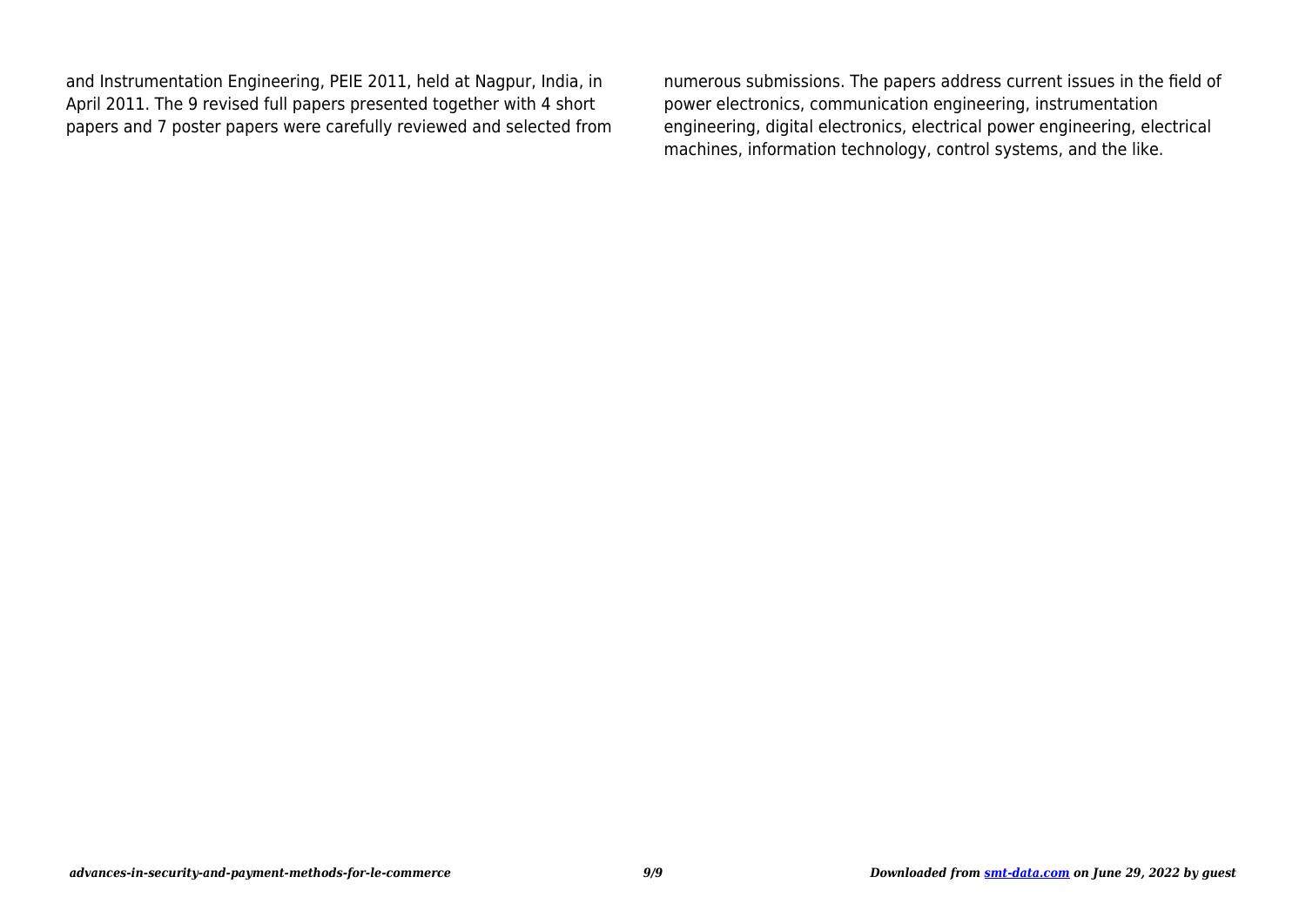and Instrumentation Engineering, PEIE 2011, held at Nagpur, India, in April 2011. The 9 revised full papers presented together with 4 short papers and 7 poster papers were carefully reviewed and selected from numerous submissions. The papers address current issues in the field of power electronics, communication engineering, instrumentation engineering, digital electronics, electrical power engineering, electrical machines, information technology, control systems, and the like.